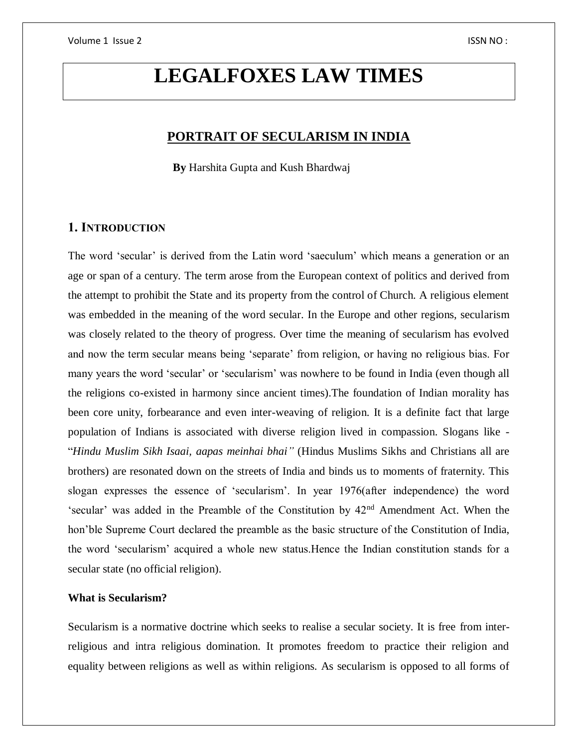# LEGALFOXES LAW TIMES

## PORTRAIT OF SECULARISM IN INDIA

**By** Harshita Gupta and Kush Bhardwaj

### 1. INTRODUCTION

The word 'secular' is derived from the Latin word 'saeculum' which means a generation or an age or span of a century. The term arose from the European context of politics and derived from the attempt to prohibit the State and its property from the control of Church. A religious element was embedded in the meaning of the word secular. In the Europe and other regions, secularism was closely related to the theory of progress. Over time the meaning of secularism has evolved and now the term secular means being 'separate' from religion, or having no religious bias. For many years the word 'secular' or 'secularism' was nowhere to be found in India (even though all the religions co-existed in harmony since ancient times).The foundation of Indian morality has been core unity, forbearance and even inter-weaving of religion. It is a definite fact that large population of Indians is associated with diverse religion lived in compassion. Slogans like - "*Hindu Muslim Sikh Isaai, aapas meinhai bhai"* (Hindus Muslims Sikhs and Christians all are brothers) are resonated down on the streets of India and binds us to moments of fraternity. This slogan expresses the essence of 'secularism'. In year 1976(after independence) the word 'secular' was added in the Preamble of the Constitution by 42$^{nd}$ Amendment Act. When the hon'ble Supreme Court declared the preamble as the basic structure of the Constitution of India, the word 'secularism' acquired a whole new status.Hence the Indian constitution stands for a secular state (no official religion).

**What is Secularism?**

Secularism is a normative doctrine which seeks to realise a secular society. It is free from inter-religious and intra religious domination. It promotes freedom to practice their religion and equality between religions as well as within religions. As secularism is opposed to all forms of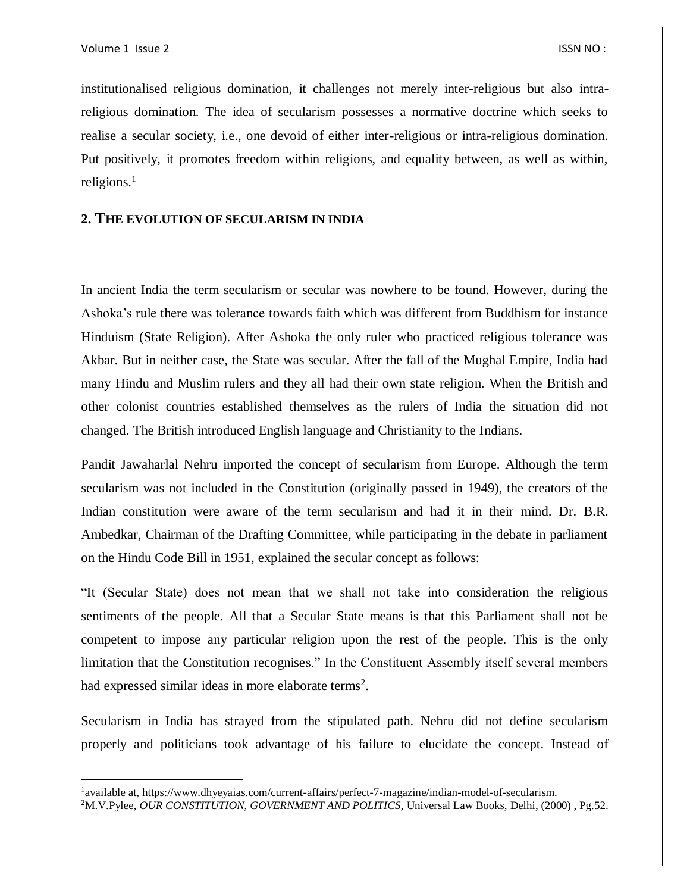institutionalised religious domination, it challenges not merely inter-religious but also intra-religious domination. The idea of secularism possesses a normative doctrine which seeks to realise a secular society, i.e., one devoid of either inter-religious or intra-religious domination. Put positively, it promotes freedom within religions, and equality between, as well as within, religions.[1]

## 2. THE EVOLUTION OF SECULARISM IN INDIA

In ancient India the term secularism or secular was nowhere to be found. However, during the Ashoka's rule there was tolerance towards faith which was different from Buddhism for instance Hinduism (State Religion). After Ashoka the only ruler who practiced religious tolerance was Akbar. But in neither case, the State was secular. After the fall of the Mughal Empire, India had many Hindu and Muslim rulers and they all had their own state religion. When the British and other colonist countries established themselves as the rulers of India the situation did not changed. The British introduced English language and Christianity to the Indians.

Pandit Jawaharlal Nehru imported the concept of secularism from Europe. Although the term secularism was not included in the Constitution (originally passed in 1949), the creators of the Indian constitution were aware of the term secularism and had it in their mind. Dr. B.R. Ambedkar, Chairman of the Drafting Committee, while participating in the debate in parliament on the Hindu Code Bill in 1951, explained the secular concept as follows:

"It (Secular State) does not mean that we shall not take into consideration the religious sentiments of the people. All that a Secular State means is that this Parliament shall not be competent to impose any particular religion upon the rest of the people. This is the only limitation that the Constitution recognises." In the Constituent Assembly itself several members had expressed similar ideas in more elaborate terms[2].

Secularism in India has strayed from the stipulated path. Nehru did not define secularism properly and politicians took advantage of his failure to elucidate the concept. Instead of

[1]available at, https://www.dhyeyaias.com/current-affairs/perfect-7-magazine/indian-model-of-secularism.

[2]M.V.Pylee, *OUR CONSTITUTION, GOVERNMENT AND POLITICS*, Universal Law Books, Delhi, (2000) , Pg.52.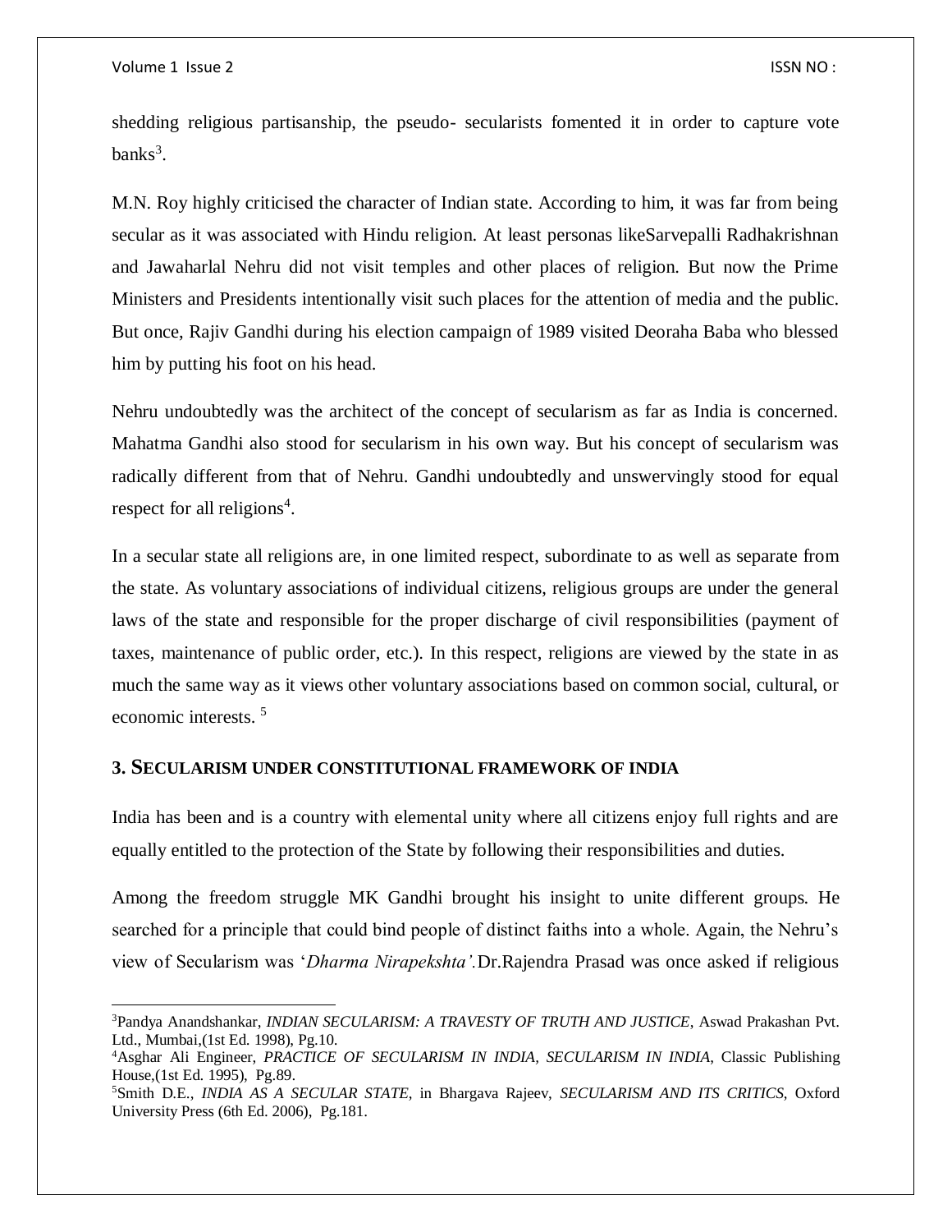shedding religious partisanship, the pseudo- secularists fomented it in order to capture vote banks[3].

M.N. Roy highly criticised the character of Indian state. According to him, it was far from being secular as it was associated with Hindu religion. At least personas likeSarvepalli Radhakrishnan and Jawaharlal Nehru did not visit temples and other places of religion. But now the Prime Ministers and Presidents intentionally visit such places for the attention of media and the public. But once, Rajiv Gandhi during his election campaign of 1989 visited Deoraha Baba who blessed him by putting his foot on his head.

Nehru undoubtedly was the architect of the concept of secularism as far as India is concerned. Mahatma Gandhi also stood for secularism in his own way. But his concept of secularism was radically different from that of Nehru. Gandhi undoubtedly and unswervingly stood for equal respect for all religions[4].

In a secular state all religions are, in one limited respect, subordinate to as well as separate from the state. As voluntary associations of individual citizens, religious groups are under the general laws of the state and responsible for the proper discharge of civil responsibilities (payment of taxes, maintenance of public order, etc.). In this respect, religions are viewed by the state in as much the same way as it views other voluntary associations based on common social, cultural, or economic interests. [5]

## 3. SECULARISM UNDER CONSTITUTIONAL FRAMEWORK OF INDIA

India has been and is a country with elemental unity where all citizens enjoy full rights and are equally entitled to the protection of the State by following their responsibilities and duties.

Among the freedom struggle MK Gandhi brought his insight to unite different groups. He searched for a principle that could bind people of distinct faiths into a whole. Again, the Nehru's view of Secularism was '*Dharma Nirapekshta'.*Dr.Rajendra Prasad was once asked if religious

---

[3]Pandya Anandshankar, *INDIAN SECULARISM: A TRAVESTY OF TRUTH AND JUSTICE*, Aswad Prakashan Pvt. Ltd., Mumbai,(1st Ed. 1998), Pg.10.

[4]Asghar Ali Engineer, *PRACTICE OF SECULARISM IN INDIA, SECULARISM IN INDIA*, Classic Publishing House,(1st Ed. 1995), Pg.89.

[5]Smith D.E., *INDIA AS A SECULAR STATE*, in Bhargava Rajeev, *SECULARISM AND ITS CRITICS*, Oxford University Press (6th Ed. 2006), Pg.181.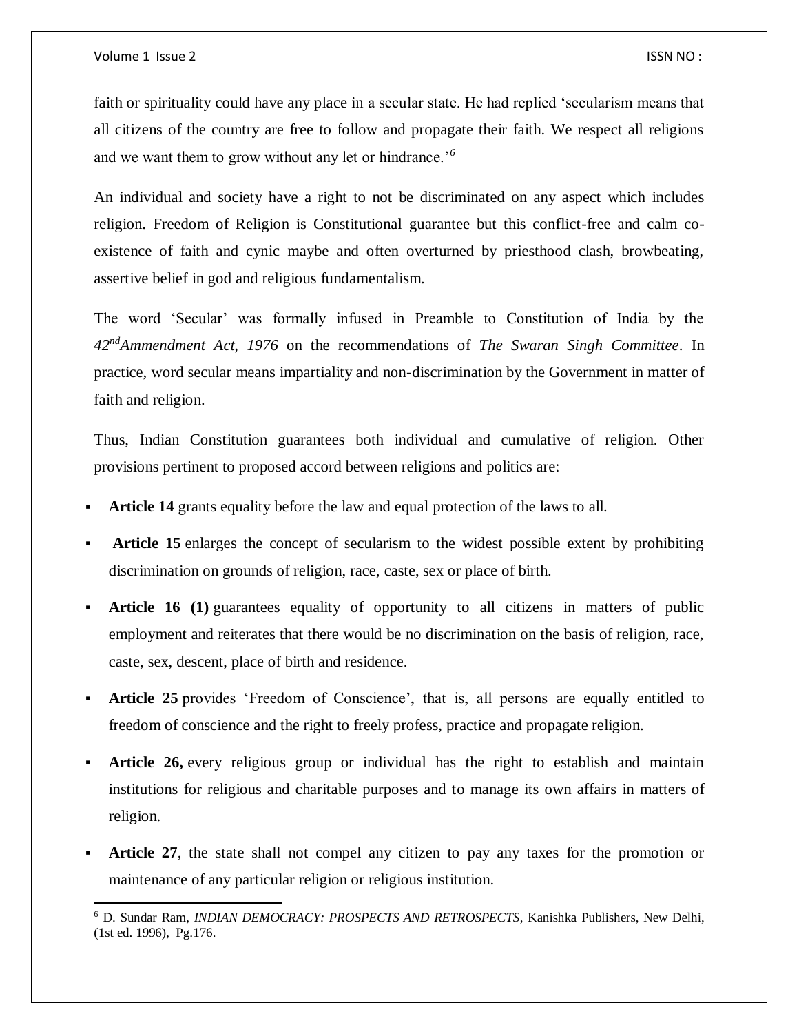faith or spirituality could have any place in a secular state. He had replied 'secularism means that all citizens of the country are free to follow and propagate their faith. We respect all religions and we want them to grow without any let or hindrance.'[6]

An individual and society have a right to not be discriminated on any aspect which includes religion. Freedom of Religion is Constitutional guarantee but this conflict-free and calm co-existence of faith and cynic maybe and often overturned by priesthood clash, browbeating, assertive belief in god and religious fundamentalism.

The word 'Secular' was formally infused in Preamble to Constitution of India by the *42nd Ammendment Act, 1976* on the recommendations of *The Swaran Singh Committee*. In practice, word secular means impartiality and non-discrimination by the Government in matter of faith and religion.

Thus, Indian Constitution guarantees both individual and cumulative of religion. Other provisions pertinent to proposed accord between religions and politics are:

- **Article 14** grants equality before the law and equal protection of the laws to all.
- **Article 15** enlarges the concept of secularism to the widest possible extent by prohibiting discrimination on grounds of religion, race, caste, sex or place of birth.
- **Article 16 (1)** guarantees equality of opportunity to all citizens in matters of public employment and reiterates that there would be no discrimination on the basis of religion, race, caste, sex, descent, place of birth and residence.
- **Article 25** provides 'Freedom of Conscience', that is, all persons are equally entitled to freedom of conscience and the right to freely profess, practice and propagate religion.
- **Article 26,** every religious group or individual has the right to establish and maintain institutions for religious and charitable purposes and to manage its own affairs in matters of religion.
- **Article 27**, the state shall not compel any citizen to pay any taxes for the promotion or maintenance of any particular religion or religious institution.

---

[6] D. Sundar Ram, *INDIAN DEMOCRACY: PROSPECTS AND RETROSPECTS*, Kanishka Publishers, New Delhi, (1st ed. 1996), Pg.176.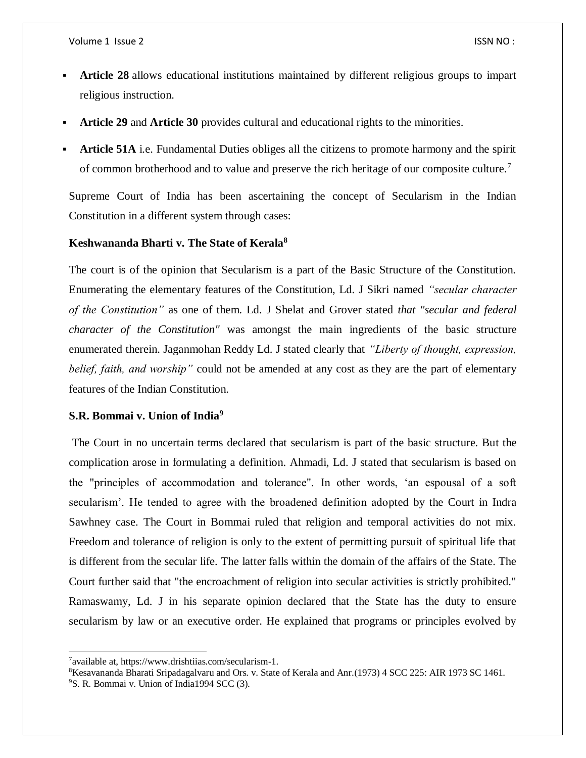- **Article 28** allows educational institutions maintained by different religious groups to impart religious instruction.
- **Article 29** and **Article 30** provides cultural and educational rights to the minorities.
- **Article 51A** i.e. Fundamental Duties obliges all the citizens to promote harmony and the spirit of common brotherhood and to value and preserve the rich heritage of our composite culture.[7]

Supreme Court of India has been ascertaining the concept of Secularism in the Indian Constitution in a different system through cases:

**Keshwananda Bharti v. The State of Kerala[8]**

The court is of the opinion that Secularism is a part of the Basic Structure of the Constitution. Enumerating the elementary features of the Constitution, Ld. J Sikri named *"secular character of the Constitution"* as one of them. Ld. J Shelat and Grover stated *that "secular and federal character of the Constitution"* was amongst the main ingredients of the basic structure enumerated therein. Jaganmohan Reddy Ld. J stated clearly that *"Liberty of thought, expression, belief, faith, and worship"* could not be amended at any cost as they are the part of elementary features of the Indian Constitution.

**S.R. Bommai v. Union of India[9]**

The Court in no uncertain terms declared that secularism is part of the basic structure. But the complication arose in formulating a definition. Ahmadi, Ld. J stated that secularism is based on the "principles of accommodation and tolerance". In other words, 'an espousal of a soft secularism'. He tended to agree with the broadened definition adopted by the Court in Indra Sawhney case. The Court in Bommai ruled that religion and temporal activities do not mix. Freedom and tolerance of religion is only to the extent of permitting pursuit of spiritual life that is different from the secular life. The latter falls within the domain of the affairs of the State. The Court further said that "the encroachment of religion into secular activities is strictly prohibited." Ramaswamy, Ld. J in his separate opinion declared that the State has the duty to ensure secularism by law or an executive order. He explained that programs or principles evolved by

---

[7]available at, https://www.drishtiias.com/secularism-1.

[8]Kesavananda Bharati Sripadagalvaru and Ors. v. State of Kerala and Anr.(1973) 4 SCC 225: AIR 1973 SC 1461.

[9]S. R. Bommai v. Union of India1994 SCC (3).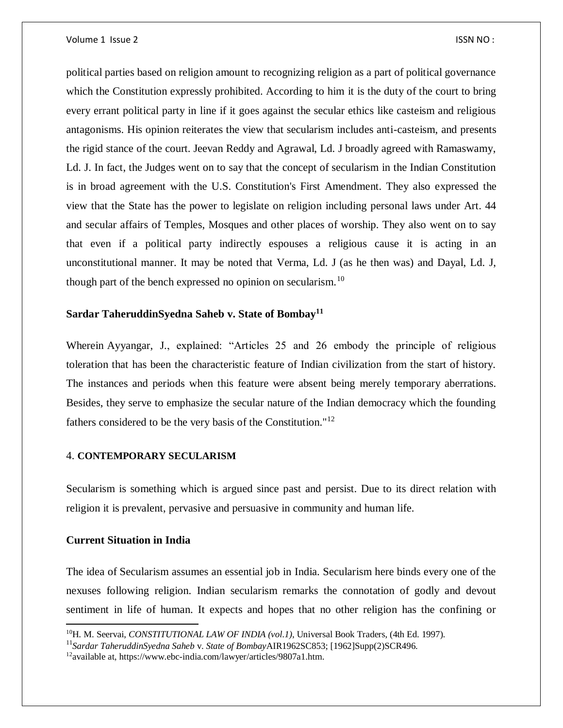political parties based on religion amount to recognizing religion as a part of political governance which the Constitution expressly prohibited. According to him it is the duty of the court to bring every errant political party in line if it goes against the secular ethics like casteism and religious antagonisms. His opinion reiterates the view that secularism includes anti-casteism, and presents the rigid stance of the court. Jeevan Reddy and Agrawal, Ld. J broadly agreed with Ramaswamy, Ld. J. In fact, the Judges went on to say that the concept of secularism in the Indian Constitution is in broad agreement with the U.S. Constitution's First Amendment. They also expressed the view that the State has the power to legislate on religion including personal laws under Art. 44 and secular affairs of Temples, Mosques and other places of worship. They also went on to say that even if a political party indirectly espouses a religious cause it is acting in an unconstitutional manner. It may be noted that Verma, Ld. J (as he then was) and Dayal, Ld. J, though part of the bench expressed no opinion on secularism.[10]

**Sardar TaheruddinSyedna Saheb v. State of Bombay[11]**

Wherein Ayyangar, J., explained: "Articles 25 and 26 embody the principle of religious toleration that has been the characteristic feature of Indian civilization from the start of history. The instances and periods when this feature were absent being merely temporary aberrations. Besides, they serve to emphasize the secular nature of the Indian democracy which the founding fathers considered to be the very basis of the Constitution."[12]

## 4. **CONTEMPORARY SECULARISM**

Secularism is something which is argued since past and persist. Due to its direct relation with religion it is prevalent, pervasive and persuasive in community and human life.

**Current Situation in India**

The idea of Secularism assumes an essential job in India. Secularism here binds every one of the nexuses following religion. Indian secularism remarks the connotation of godly and devout sentiment in life of human. It expects and hopes that no other religion has the confining or

---

[10]H. M. Seervai, *CONSTITUTIONAL LAW OF INDIA (vol.1)*, Universal Book Traders, (4th Ed. 1997).

[11]*Sardar TaheruddinSyedna Saheb* v. *State of Bombay*AIR1962SC853; [1962]Supp(2)SCR496.

[12]available at, https://www.ebc-india.com/lawyer/articles/9807a1.htm.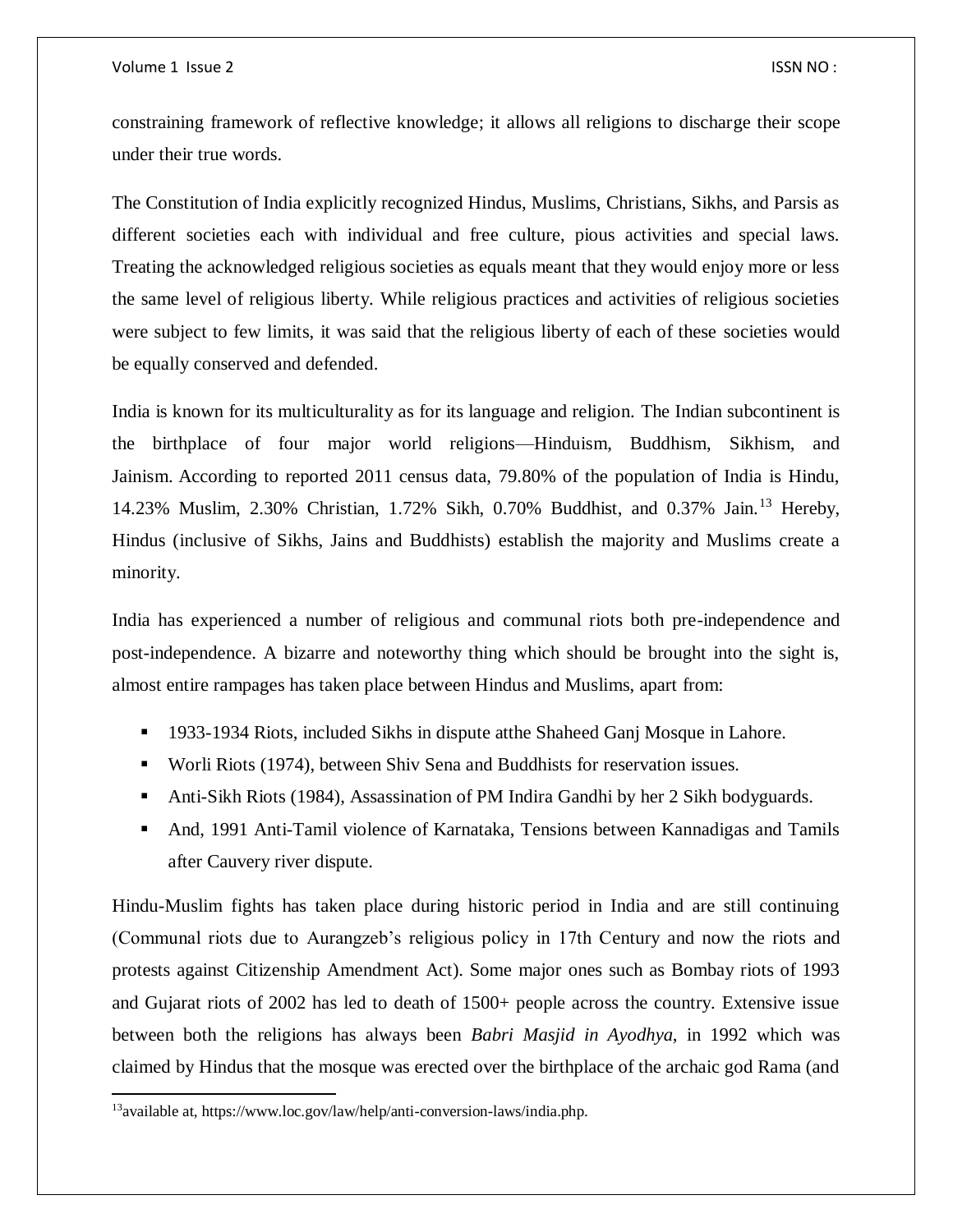constraining framework of reflective knowledge; it allows all religions to discharge their scope under their true words.

The Constitution of India explicitly recognized Hindus, Muslims, Christians, Sikhs, and Parsis as different societies each with individual and free culture, pious activities and special laws. Treating the acknowledged religious societies as equals meant that they would enjoy more or less the same level of religious liberty. While religious practices and activities of religious societies were subject to few limits, it was said that the religious liberty of each of these societies would be equally conserved and defended.

India is known for its multiculturality as for its language and religion. The Indian subcontinent is the birthplace of four major world religions—Hinduism, Buddhism, Sikhism, and Jainism. According to reported 2011 census data, 79.80% of the population of India is Hindu, 14.23% Muslim, 2.30% Christian, 1.72% Sikh, 0.70% Buddhist, and 0.37% Jain.[13] Hereby, Hindus (inclusive of Sikhs, Jains and Buddhists) establish the majority and Muslims create a minority.

India has experienced a number of religious and communal riots both pre-independence and post-independence. A bizarre and noteworthy thing which should be brought into the sight is, almost entire rampages has taken place between Hindus and Muslims, apart from:

- 1933-1934 Riots, included Sikhs in dispute atthe Shaheed Ganj Mosque in Lahore.
- Worli Riots (1974), between Shiv Sena and Buddhists for reservation issues.
- Anti-Sikh Riots (1984), Assassination of PM Indira Gandhi by her 2 Sikh bodyguards.
- And, 1991 Anti-Tamil violence of Karnataka, Tensions between Kannadigas and Tamils after Cauvery river dispute.

Hindu-Muslim fights has taken place during historic period in India and are still continuing (Communal riots due to Aurangzeb's religious policy in 17th Century and now the riots and protests against Citizenship Amendment Act). Some major ones such as Bombay riots of 1993 and Gujarat riots of 2002 has led to death of 1500+ people across the country. Extensive issue between both the religions has always been *Babri Masjid in Ayodhya*, in 1992 which was claimed by Hindus that the mosque was erected over the birthplace of the archaic god Rama (and

[13] available at, https://www.loc.gov/law/help/anti-conversion-laws/india.php.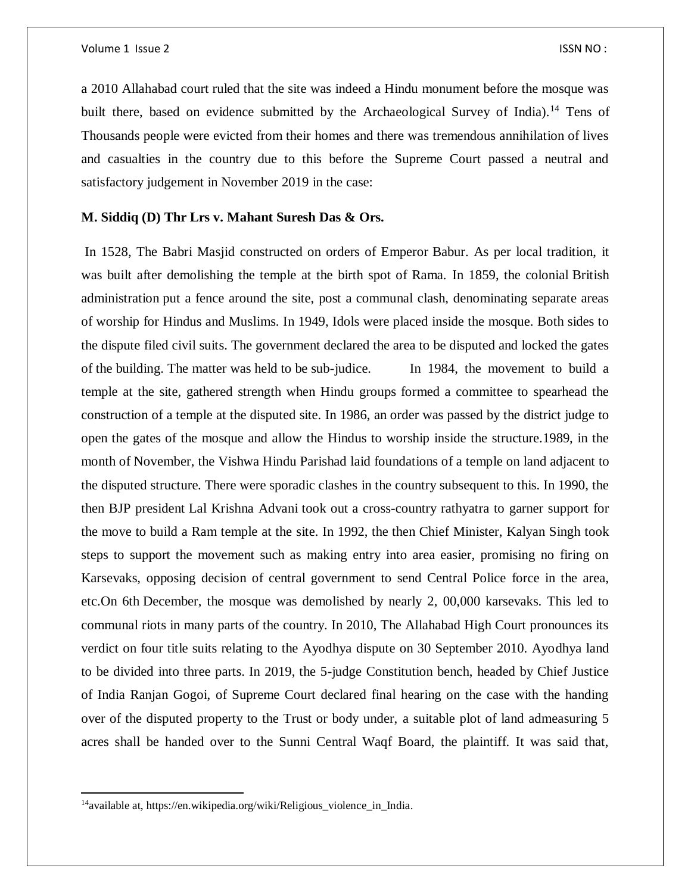a 2010 Allahabad court ruled that the site was indeed a Hindu monument before the mosque was built there, based on evidence submitted by the Archaeological Survey of India).[14] Tens of Thousands people were evicted from their homes and there was tremendous annihilation of lives and casualties in the country due to this before the Supreme Court passed a neutral and satisfactory judgement in November 2019 in the case:

**M. Siddiq (D) Thr Lrs v. Mahant Suresh Das & Ors.**

In 1528, The Babri Masjid constructed on orders of Emperor Babur. As per local tradition, it was built after demolishing the temple at the birth spot of Rama. In 1859, the colonial British administration put a fence around the site, post a communal clash, denominating separate areas of worship for Hindus and Muslims. In 1949, Idols were placed inside the mosque. Both sides to the dispute filed civil suits. The government declared the area to be disputed and locked the gates of the building. The matter was held to be sub-judice. In 1984, the movement to build a temple at the site, gathered strength when Hindu groups formed a committee to spearhead the construction of a temple at the disputed site. In 1986, an order was passed by the district judge to open the gates of the mosque and allow the Hindus to worship inside the structure.1989, in the month of November, the Vishwa Hindu Parishad laid foundations of a temple on land adjacent to the disputed structure. There were sporadic clashes in the country subsequent to this. In 1990, the then BJP president Lal Krishna Advani took out a cross-country rathyatra to garner support for the move to build a Ram temple at the site. In 1992, the then Chief Minister, Kalyan Singh took steps to support the movement such as making entry into area easier, promising no firing on Karsevaks, opposing decision of central government to send Central Police force in the area, etc.On 6th December, the mosque was demolished by nearly 2, 00,000 karsevaks. This led to communal riots in many parts of the country. In 2010, The Allahabad High Court pronounces its verdict on four title suits relating to the Ayodhya dispute on 30 September 2010. Ayodhya land to be divided into three parts. In 2019, the 5-judge Constitution bench, headed by Chief Justice of India Ranjan Gogoi, of Supreme Court declared final hearing on the case with the handing over of the disputed property to the Trust or body under, a suitable plot of land admeasuring 5 acres shall be handed over to the Sunni Central Waqf Board, the plaintiff. It was said that,

[14]available at, https://en.wikipedia.org/wiki/Religious_violence_in_India.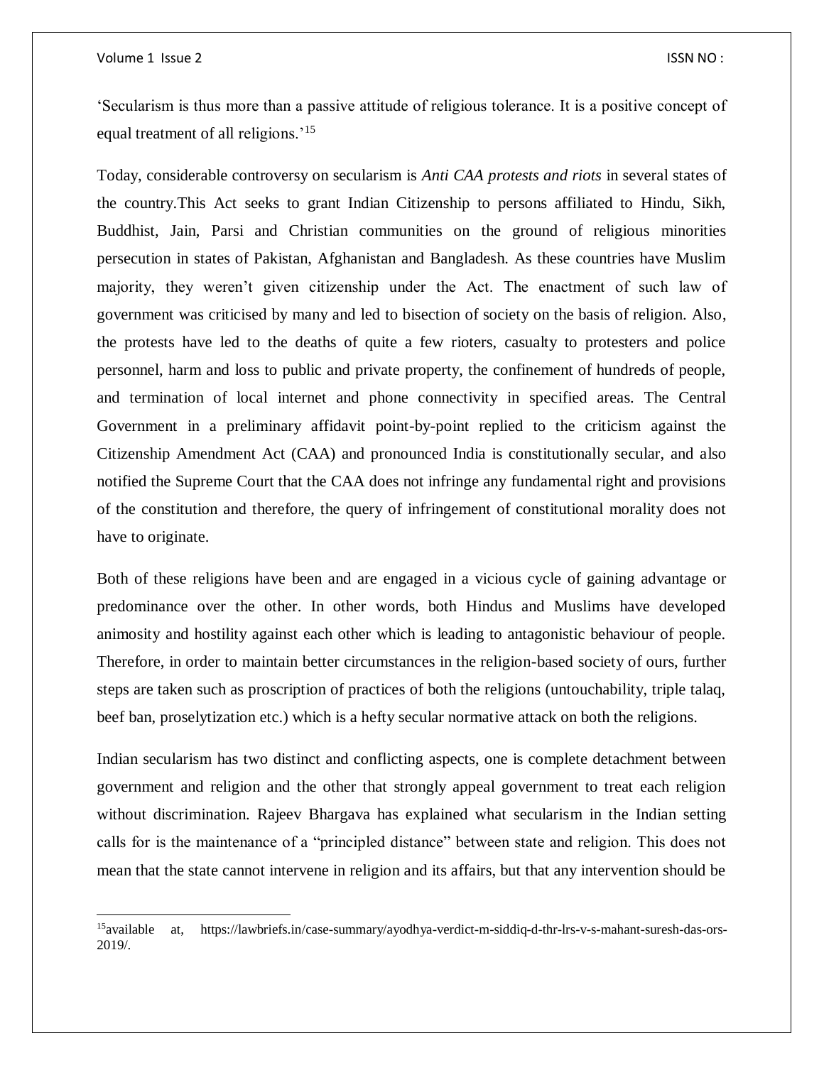'Secularism is thus more than a passive attitude of religious tolerance. It is a positive concept of equal treatment of all religions.'[15]

Today, considerable controversy on secularism is *Anti CAA protests and riots* in several states of the country.This Act seeks to grant Indian Citizenship to persons affiliated to Hindu, Sikh, Buddhist, Jain, Parsi and Christian communities on the ground of religious minorities persecution in states of Pakistan, Afghanistan and Bangladesh. As these countries have Muslim majority, they weren't given citizenship under the Act. The enactment of such law of government was criticised by many and led to bisection of society on the basis of religion. Also, the protests have led to the deaths of quite a few rioters, casualty to protesters and police personnel, harm and loss to public and private property, the confinement of hundreds of people, and termination of local internet and phone connectivity in specified areas. The Central Government in a preliminary affidavit point-by-point replied to the criticism against the Citizenship Amendment Act (CAA) and pronounced India is constitutionally secular, and also notified the Supreme Court that the CAA does not infringe any fundamental right and provisions of the constitution and therefore, the query of infringement of constitutional morality does not have to originate.

Both of these religions have been and are engaged in a vicious cycle of gaining advantage or predominance over the other. In other words, both Hindus and Muslims have developed animosity and hostility against each other which is leading to antagonistic behaviour of people. Therefore, in order to maintain better circumstances in the religion-based society of ours, further steps are taken such as proscription of practices of both the religions (untouchability, triple talaq, beef ban, proselytization etc.) which is a hefty secular normative attack on both the religions.

Indian secularism has two distinct and conflicting aspects, one is complete detachment between government and religion and the other that strongly appeal government to treat each religion without discrimination. Rajeev Bhargava has explained what secularism in the Indian setting calls for is the maintenance of a "principled distance" between state and religion. This does not mean that the state cannot intervene in religion and its affairs, but that any intervention should be

---

[15]available at, https://lawbriefs.in/case-summary/ayodhya-verdict-m-siddiq-d-thr-lrs-v-s-mahant-suresh-das-ors-2019/.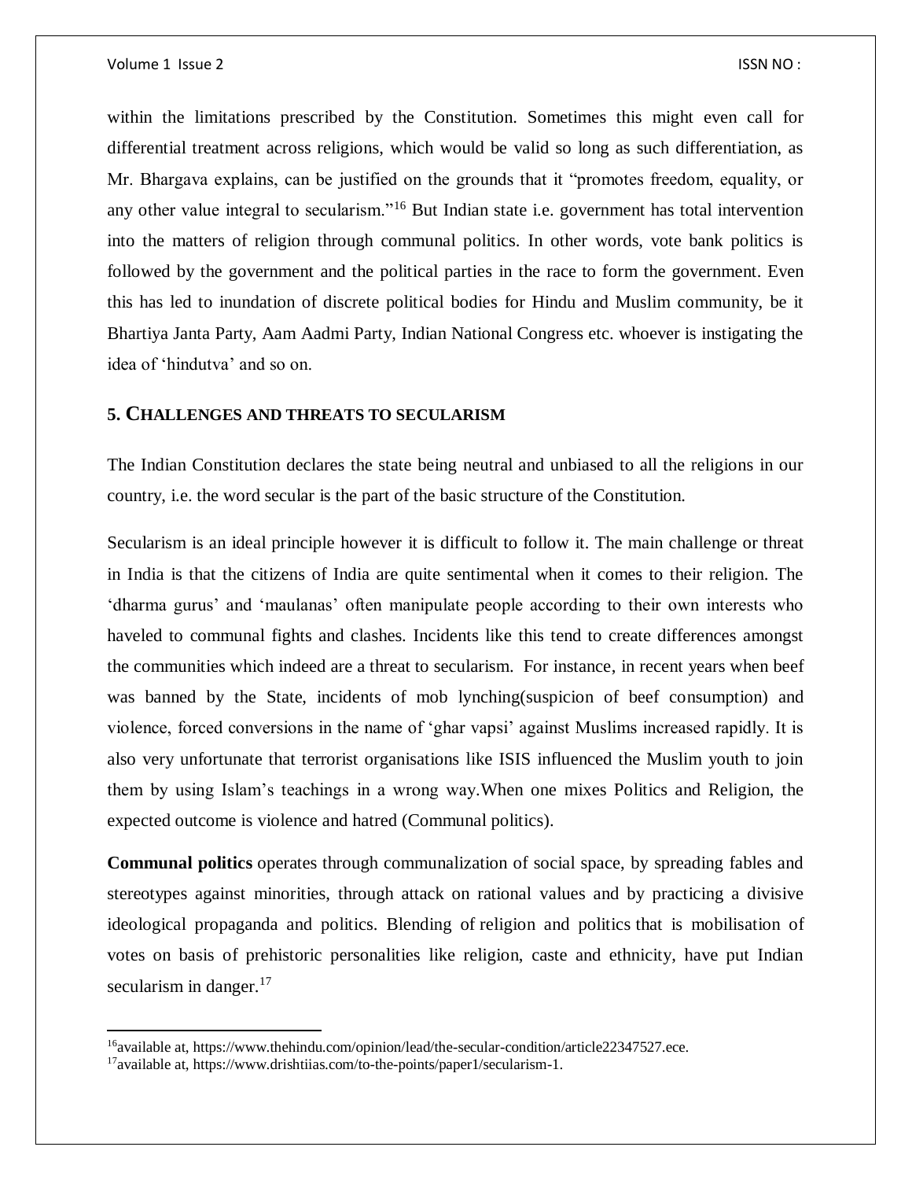within the limitations prescribed by the Constitution. Sometimes this might even call for differential treatment across religions, which would be valid so long as such differentiation, as Mr. Bhargava explains, can be justified on the grounds that it "promotes freedom, equality, or any other value integral to secularism."[16] But Indian state i.e. government has total intervention into the matters of religion through communal politics. In other words, vote bank politics is followed by the government and the political parties in the race to form the government. Even this has led to inundation of discrete political bodies for Hindu and Muslim community, be it Bhartiya Janta Party, Aam Aadmi Party, Indian National Congress etc. whoever is instigating the idea of 'hindutva' and so on.

## 5. CHALLENGES AND THREATS TO SECULARISM

The Indian Constitution declares the state being neutral and unbiased to all the religions in our country, i.e. the word secular is the part of the basic structure of the Constitution.

Secularism is an ideal principle however it is difficult to follow it. The main challenge or threat in India is that the citizens of India are quite sentimental when it comes to their religion. The 'dharma gurus' and 'maulanas' often manipulate people according to their own interests who haveled to communal fights and clashes. Incidents like this tend to create differences amongst the communities which indeed are a threat to secularism. For instance, in recent years when beef was banned by the State, incidents of mob lynching(suspicion of beef consumption) and violence, forced conversions in the name of 'ghar vapsi' against Muslims increased rapidly. It is also very unfortunate that terrorist organisations like ISIS influenced the Muslim youth to join them by using Islam's teachings in a wrong way.When one mixes Politics and Religion, the expected outcome is violence and hatred (Communal politics).

**Communal politics** operates through communalization of social space, by spreading fables and stereotypes against minorities, through attack on rational values and by practicing a divisive ideological propaganda and politics. Blending of religion and politics that is mobilisation of votes on basis of prehistoric personalities like religion, caste and ethnicity, have put Indian secularism in danger.[17]

---

[16]available at, https://www.thehindu.com/opinion/lead/the-secular-condition/article22347527.ece.

[17]available at, https://www.drishtiias.com/to-the-points/paper1/secularism-1.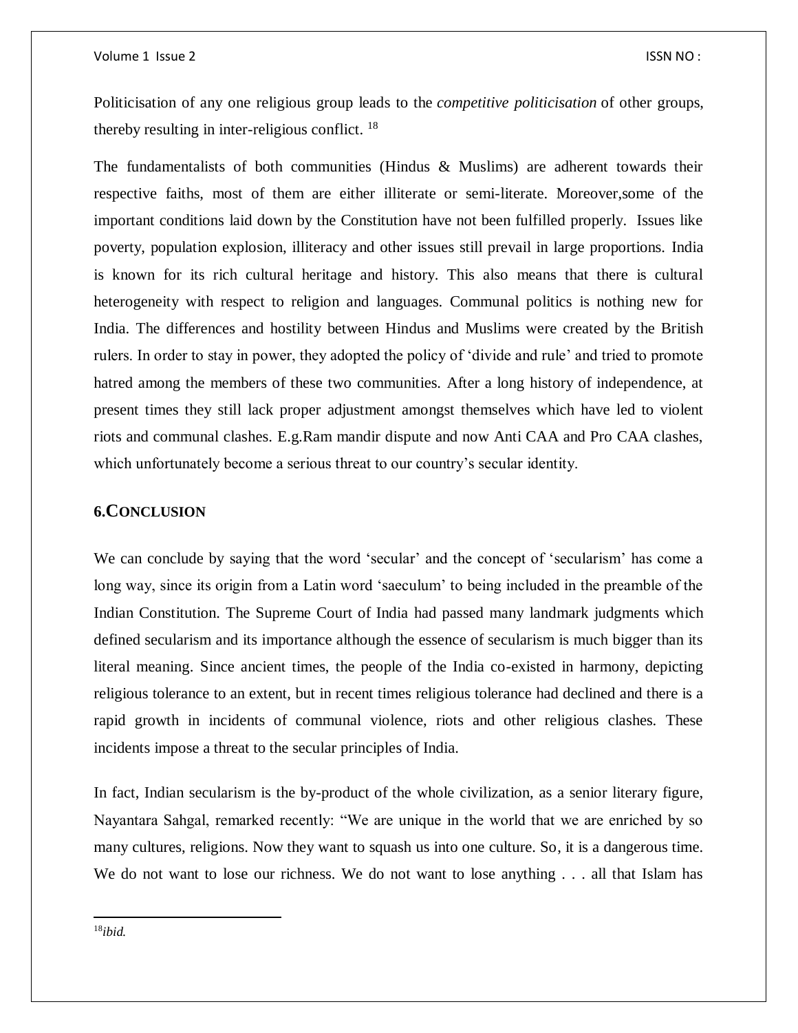Politicisation of any one religious group leads to the *competitive politicisation* of other groups, thereby resulting in inter-religious conflict. [18]

The fundamentalists of both communities (Hindus & Muslims) are adherent towards their respective faiths, most of them are either illiterate or semi-literate. Moreover,some of the important conditions laid down by the Constitution have not been fulfilled properly. Issues like poverty, population explosion, illiteracy and other issues still prevail in large proportions. India is known for its rich cultural heritage and history. This also means that there is cultural heterogeneity with respect to religion and languages. Communal politics is nothing new for India. The differences and hostility between Hindus and Muslims were created by the British rulers. In order to stay in power, they adopted the policy of 'divide and rule' and tried to promote hatred among the members of these two communities. After a long history of independence, at present times they still lack proper adjustment amongst themselves which have led to violent riots and communal clashes. E.g.Ram mandir dispute and now Anti CAA and Pro CAA clashes, which unfortunately become a serious threat to our country's secular identity.

## 6.CONCLUSION

We can conclude by saying that the word 'secular' and the concept of 'secularism' has come a long way, since its origin from a Latin word 'saeculum' to being included in the preamble of the Indian Constitution. The Supreme Court of India had passed many landmark judgments which defined secularism and its importance although the essence of secularism is much bigger than its literal meaning. Since ancient times, the people of the India co-existed in harmony, depicting religious tolerance to an extent, but in recent times religious tolerance had declined and there is a rapid growth in incidents of communal violence, riots and other religious clashes. These incidents impose a threat to the secular principles of India.

In fact, Indian secularism is the by-product of the whole civilization, as a senior literary figure, Nayantara Sahgal, remarked recently: "We are unique in the world that we are enriched by so many cultures, religions. Now they want to squash us into one culture. So, it is a dangerous time. We do not want to lose our richness. We do not want to lose anything . . . all that Islam has

---

[18] *ibid.*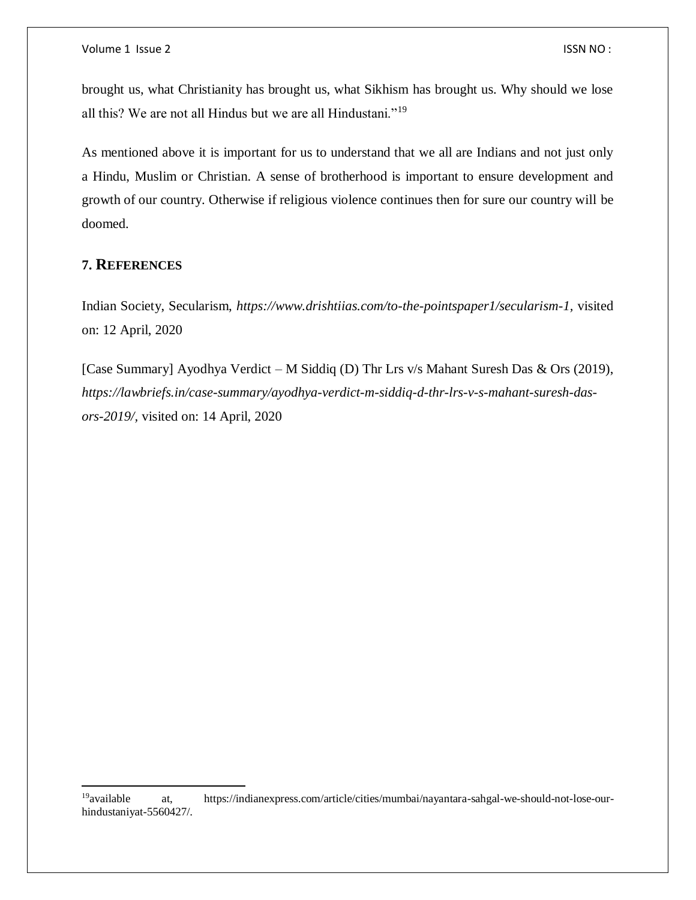brought us, what Christianity has brought us, what Sikhism has brought us. Why should we lose all this? We are not all Hindus but we are all Hindustani."[19]

As mentioned above it is important for us to understand that we all are Indians and not just only a Hindu, Muslim or Christian. A sense of brotherhood is important to ensure development and growth of our country. Otherwise if religious violence continues then for sure our country will be doomed.

## 7. REFERENCES

Indian Society, Secularism, *https://www.drishtiias.com/to-the-pointspaper1/secularism-1,* visited on: 12 April, 2020

[Case Summary] Ayodhya Verdict – M Siddiq (D) Thr Lrs v/s Mahant Suresh Das & Ors (2019), *https://lawbriefs.in/case-summary/ayodhya-verdict-m-siddiq-d-thr-lrs-v-s-mahant-suresh-das-ors-2019/,* visited on: 14 April, 2020

---

[19] available at, https://indianexpress.com/article/cities/mumbai/nayantara-sahgal-we-should-not-lose-our-hindustaniyat-5560427/.